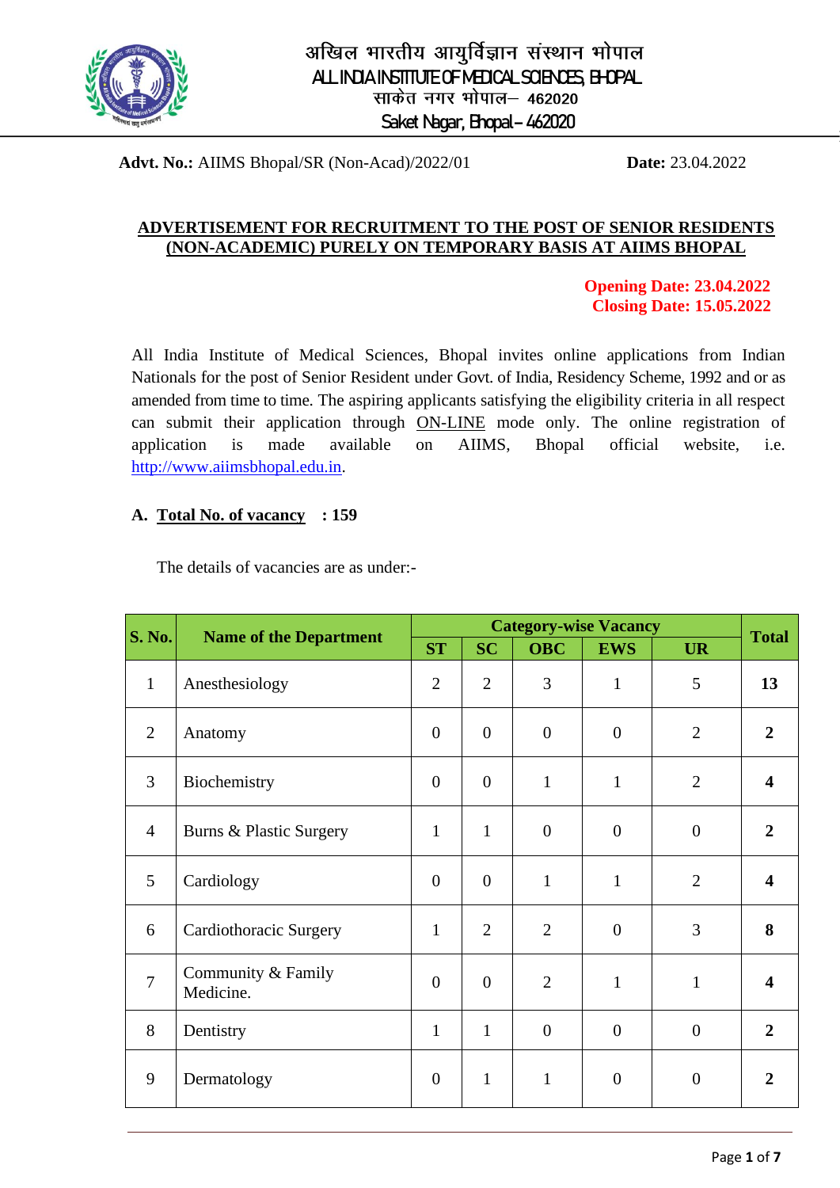अखिल भारतीय आयुर्विज्ञान संस्थान भोपाल
ALL INDIA INSTITUTE OF MEDICAL SCIENCES, BHOPAL
साकेत नगर भोपाल– 462020
Saket Nagar, Bhopal – 462020

**Advt. No.:** AIIMS Bhopal/SR (Non-Acad)/2022/01 **Date:** 23.04.2022

## ADVERTISEMENT FOR RECRUITMENT TO THE POST OF SENIOR RESIDENTS (NON-ACADEMIC) PURELY ON TEMPORARY BASIS AT AIIMS BHOPAL

**Opening Date: 23.04.2022**
**Closing Date: 15.05.2022**

All India Institute of Medical Sciences, Bhopal invites online applications from Indian Nationals for the post of Senior Resident under Govt. of India, Residency Scheme, 1992 and or as amended from time to time. The aspiring applicants satisfying the eligibility criteria in all respect can submit their application through ON-LINE mode only. The online registration of application is made available on AIIMS, Bhopal official website, i.e. http://www.aiimsbhopal.edu.in.

**A. Total No. of vacancy : 159**

The details of vacancies are as under:-

| S. No. | Name of the Department | Category-wise Vacancy | | | | | Total |
|---|---|---|---|---|---|---|---|
| | | ST | SC | OBC | EWS | UR | |
| 1 | Anesthesiology | 2 | 2 | 3 | 1 | 5 | **13** |
| 2 | Anatomy | 0 | 0 | 0 | 0 | 2 | **2** |
| 3 | Biochemistry | 0 | 0 | 1 | 1 | 2 | **4** |
| 4 | Burns & Plastic Surgery | 1 | 1 | 0 | 0 | 0 | **2** |
| 5 | Cardiology | 0 | 0 | 1 | 1 | 2 | **4** |
| 6 | Cardiothoracic Surgery | 1 | 2 | 2 | 0 | 3 | **8** |
| 7 | Community & Family Medicine. | 0 | 0 | 2 | 1 | 1 | **4** |
| 8 | Dentistry | 1 | 1 | 0 | 0 | 0 | **2** |
| 9 | Dermatology | 0 | 1 | 1 | 0 | 0 | **2** |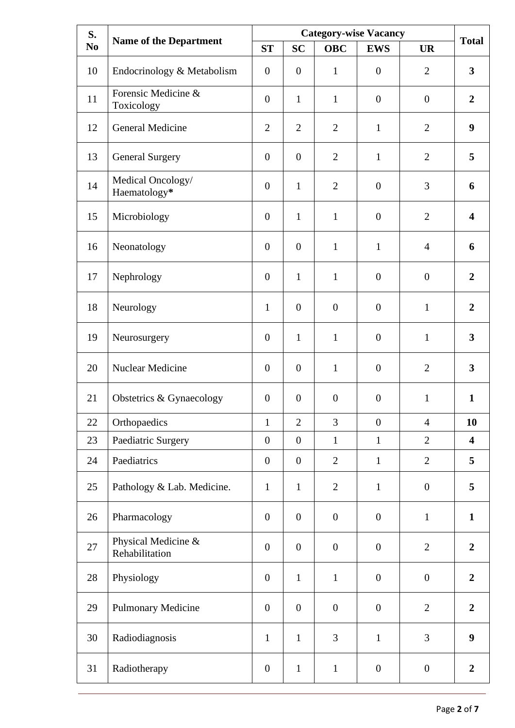| S. No | Name of the Department | Category-wise Vacancy | | | | | Total |
|---|---|---|---|---|---|---|---|
| | | ST | SC | OBC | EWS | UR | |
| 10 | Endocrinology & Metabolism | 0 | 0 | 1 | 0 | 2 | **3** |
| 11 | Forensic Medicine & Toxicology | 0 | 1 | 1 | 0 | 0 | **2** |
| 12 | General Medicine | 2 | 2 | 2 | 1 | 2 | **9** |
| 13 | General Surgery | 0 | 0 | 2 | 1 | 2 | **5** |
| 14 | Medical Oncology/ Haematology***** | 0 | 1 | 2 | 0 | 3 | **6** |
| 15 | Microbiology | 0 | 1 | 1 | 0 | 2 | **4** |
| 16 | Neonatology | 0 | 0 | 1 | 1 | 4 | **6** |
| 17 | Nephrology | 0 | 1 | 1 | 0 | 0 | **2** |
| 18 | Neurology | 1 | 0 | 0 | 0 | 1 | **2** |
| 19 | Neurosurgery | 0 | 1 | 1 | 0 | 1 | **3** |
| 20 | Nuclear Medicine | 0 | 0 | 1 | 0 | 2 | **3** |
| 21 | Obstetrics & Gynaecology | 0 | 0 | 0 | 0 | 1 | **1** |
| 22 | Orthopaedics | 1 | 2 | 3 | 0 | 4 | **10** |
| 23 | Paediatric Surgery | 0 | 0 | 1 | 1 | 2 | **4** |
| 24 | Paediatrics | 0 | 0 | 2 | 1 | 2 | **5** |
| 25 | Pathology & Lab. Medicine. | 1 | 1 | 2 | 1 | 0 | **5** |
| 26 | Pharmacology | 0 | 0 | 0 | 0 | 1 | **1** |
| 27 | Physical Medicine & Rehabilitation | 0 | 0 | 0 | 0 | 2 | **2** |
| 28 | Physiology | 0 | 1 | 1 | 0 | 0 | **2** |
| 29 | Pulmonary Medicine | 0 | 0 | 0 | 0 | 2 | **2** |
| 30 | Radiodiagnosis | 1 | 1 | 3 | 1 | 3 | **9** |
| 31 | Radiotherapy | 0 | 1 | 1 | 0 | 0 | **2** |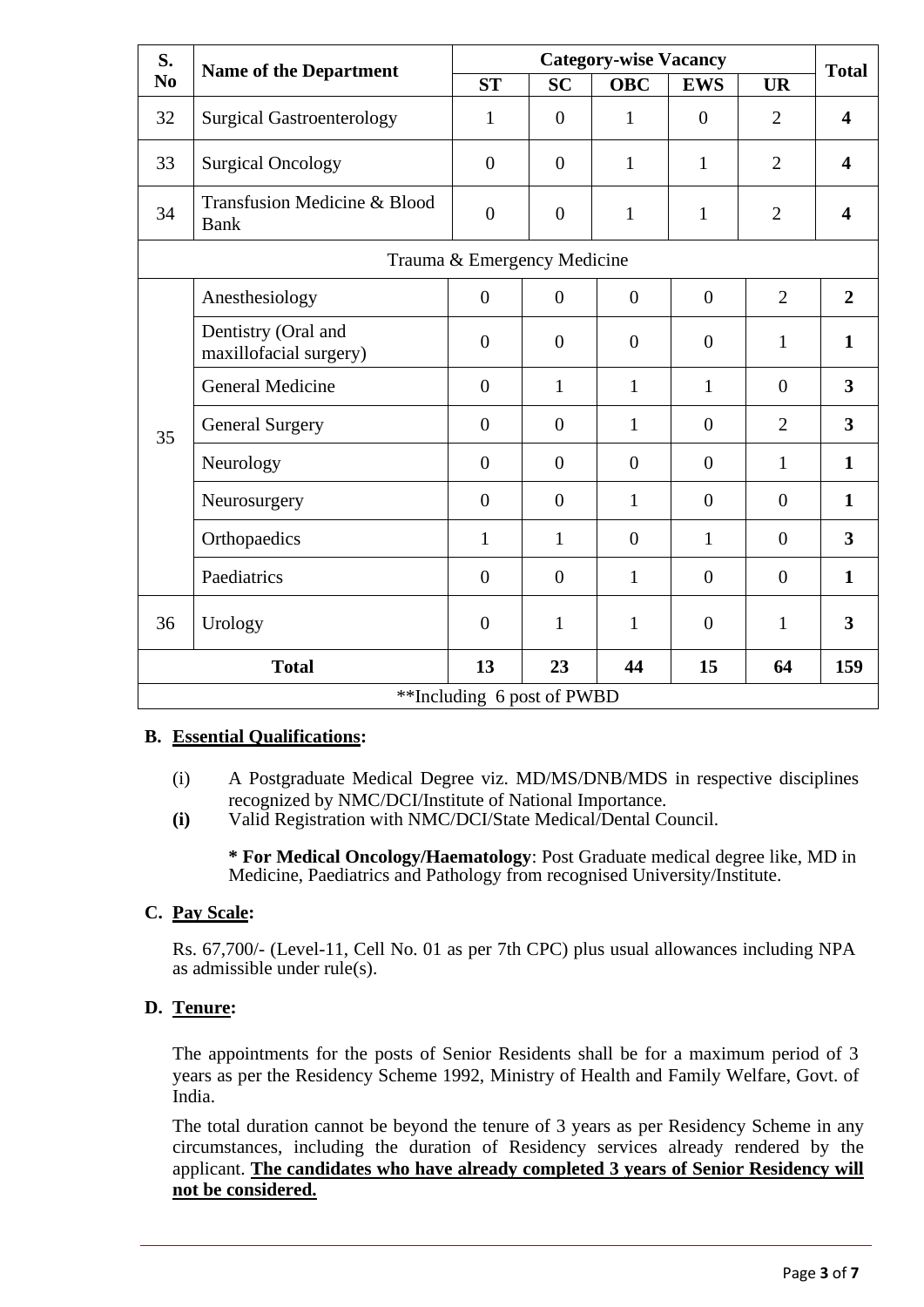| S. No | Name of the Department | Category-wise Vacancy | | | | | Total |
|---|---|---|---|---|---|---|---|
| | | ST | SC | OBC | EWS | UR | |
| 32 | Surgical Gastroenterology | 1 | 0 | 1 | 0 | 2 | **4** |
| 33 | Surgical Oncology | 0 | 0 | 1 | 1 | 2 | **4** |
| 34 | Transfusion Medicine & Blood Bank | 0 | 0 | 1 | 1 | 2 | **4** |
| Trauma & Emergency Medicine | | | | | | | |
| 35 | Anesthesiology | 0 | 0 | 0 | 0 | 2 | **2** |
| | Dentistry (Oral and maxillofacial surgery) | 0 | 0 | 0 | 0 | 1 | **1** |
| | General Medicine | 0 | 1 | 1 | 1 | 0 | **3** |
| | General Surgery | 0 | 0 | 1 | 0 | 2 | **3** |
| | Neurology | 0 | 0 | 0 | 0 | 1 | **1** |
| | Neurosurgery | 0 | 0 | 1 | 0 | 0 | **1** |
| | Orthopaedics | 1 | 1 | 0 | 1 | 0 | **3** |
| | Paediatrics | 0 | 0 | 1 | 0 | 0 | **1** |
| 36 | Urology | 0 | 1 | 1 | 0 | 1 | **3** |
| **Total** | | **13** | **23** | **44** | **15** | **64** | **159** |
| **Including 6 post of PWBD | | | | | | | |

## B. Essential Qualifications:

(i) A Postgraduate Medical Degree viz. MD/MS/DNB/MDS in respective disciplines recognized by NMC/DCI/Institute of National Importance.

**(i)** Valid Registration with NMC/DCI/State Medical/Dental Council.

**\* For Medical Oncology/Haematology**: Post Graduate medical degree like, MD in Medicine, Paediatrics and Pathology from recognised University/Institute.

## C. Pay Scale:

Rs. 67,700/- (Level-11, Cell No. 01 as per 7th CPC) plus usual allowances including NPA as admissible under rule(s).

## D. Tenure:

The appointments for the posts of Senior Residents shall be for a maximum period of 3 years as per the Residency Scheme 1992, Ministry of Health and Family Welfare, Govt. of India.

The total duration cannot be beyond the tenure of 3 years as per Residency Scheme in any circumstances, including the duration of Residency services already rendered by the applicant. **The candidates who have already completed 3 years of Senior Residency will not be considered.**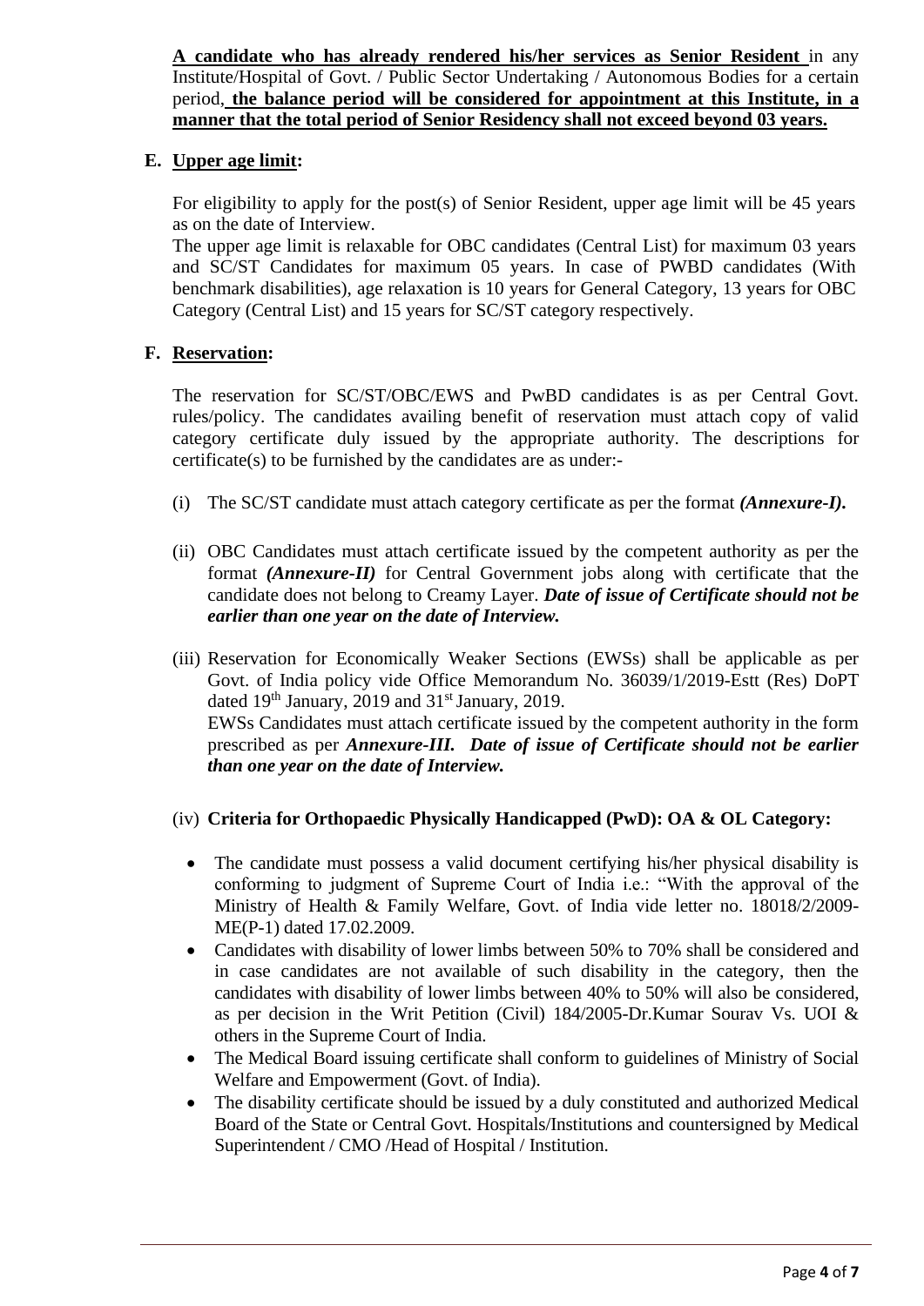**A candidate who has already rendered his/her services as Senior Resident** in any Institute/Hospital of Govt. / Public Sector Undertaking / Autonomous Bodies for a certain period**, the balance period will be considered for appointment at this Institute, in a manner that the total period of Senior Residency shall not exceed beyond 03 years.**

**E. Upper age limit:**

For eligibility to apply for the post(s) of Senior Resident, upper age limit will be 45 years as on the date of Interview.

The upper age limit is relaxable for OBC candidates (Central List) for maximum 03 years and SC/ST Candidates for maximum 05 years. In case of PWBD candidates (With benchmark disabilities), age relaxation is 10 years for General Category, 13 years for OBC Category (Central List) and 15 years for SC/ST category respectively.

**F. Reservation:**

The reservation for SC/ST/OBC/EWS and PwBD candidates is as per Central Govt. rules/policy. The candidates availing benefit of reservation must attach copy of valid category certificate duly issued by the appropriate authority. The descriptions for certificate(s) to be furnished by the candidates are as under:-

(i) The SC/ST candidate must attach category certificate as per the format ***(Annexure-I).***

(ii) OBC Candidates must attach certificate issued by the competent authority as per the format ***(Annexure-II)*** for Central Government jobs along with certificate that the candidate does not belong to Creamy Layer. ***Date of issue of Certificate should not be earlier than one year on the date of Interview.***

(iii) Reservation for Economically Weaker Sections (EWSs) shall be applicable as per Govt. of India policy vide Office Memorandum No. 36039/1/2019-Estt (Res) DoPT dated 19th January, 2019 and 31st January, 2019.
EWSs Candidates must attach certificate issued by the competent authority in the form prescribed as per ***Annexure-III. Date of issue of Certificate should not be earlier than one year on the date of Interview.***

(iv) **Criteria for Orthopaedic Physically Handicapped (PwD): OA & OL Category:**

- The candidate must possess a valid document certifying his/her physical disability is conforming to judgment of Supreme Court of India i.e.: "With the approval of the Ministry of Health & Family Welfare, Govt. of India vide letter no. 18018/2/2009-ME(P-1) dated 17.02.2009.
- Candidates with disability of lower limbs between 50% to 70% shall be considered and in case candidates are not available of such disability in the category, then the candidates with disability of lower limbs between 40% to 50% will also be considered, as per decision in the Writ Petition (Civil) 184/2005-Dr.Kumar Sourav Vs. UOI & others in the Supreme Court of India.
- The Medical Board issuing certificate shall conform to guidelines of Ministry of Social Welfare and Empowerment (Govt. of India).
- The disability certificate should be issued by a duly constituted and authorized Medical Board of the State or Central Govt. Hospitals/Institutions and countersigned by Medical Superintendent / CMO /Head of Hospital / Institution.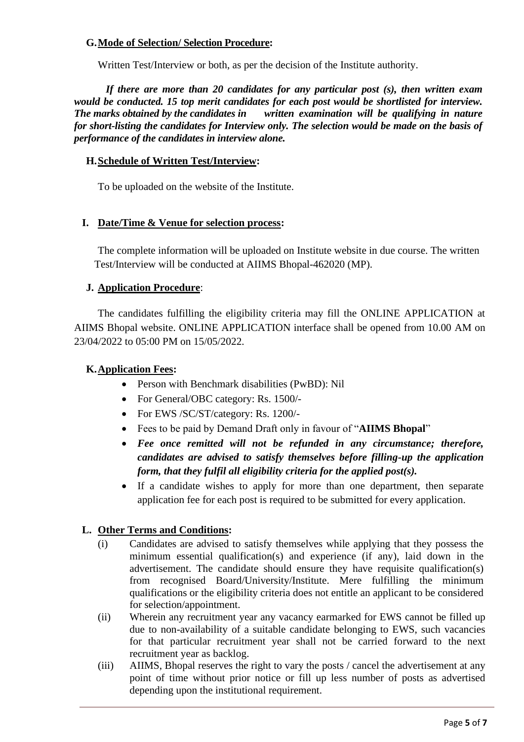### G. Mode of Selection/ Selection Procedure:

Written Test/Interview or both, as per the decision of the Institute authority.

***If there are more than 20 candidates for any particular post (s), then written exam would be conducted. 15 top merit candidates for each post would be shortlisted for interview. The marks obtained by the candidates in written examination will be qualifying in nature for short-listing the candidates for Interview only. The selection would be made on the basis of performance of the candidates in interview alone.***

### H. Schedule of Written Test/Interview:

To be uploaded on the website of the Institute.

### I. Date/Time & Venue for selection process:

The complete information will be uploaded on Institute website in due course. The written Test/Interview will be conducted at AIIMS Bhopal-462020 (MP).

### J. Application Procedure:

The candidates fulfilling the eligibility criteria may fill the ONLINE APPLICATION at AIIMS Bhopal website. ONLINE APPLICATION interface shall be opened from 10.00 AM on 23/04/2022 to 05:00 PM on 15/05/2022.

### K. Application Fees:

- Person with Benchmark disabilities (PwBD): Nil
- For General/OBC category: Rs. 1500/-
- For EWS /SC/ST/category: Rs. 1200/-
- Fees to be paid by Demand Draft only in favour of "**AIIMS Bhopal**"
- ***Fee once remitted will not be refunded in any circumstance; therefore, candidates are advised to satisfy themselves before filling-up the application form, that they fulfil all eligibility criteria for the applied post(s).***
- If a candidate wishes to apply for more than one department, then separate application fee for each post is required to be submitted for every application.

### L. Other Terms and Conditions:

(i) Candidates are advised to satisfy themselves while applying that they possess the minimum essential qualification(s) and experience (if any), laid down in the advertisement. The candidate should ensure they have requisite qualification(s) from recognised Board/University/Institute. Mere fulfilling the minimum qualifications or the eligibility criteria does not entitle an applicant to be considered for selection/appointment.

(ii) Wherein any recruitment year any vacancy earmarked for EWS cannot be filled up due to non-availability of a suitable candidate belonging to EWS, such vacancies for that particular recruitment year shall not be carried forward to the next recruitment year as backlog.

(iii) AIIMS, Bhopal reserves the right to vary the posts / cancel the advertisement at any point of time without prior notice or fill up less number of posts as advertised depending upon the institutional requirement.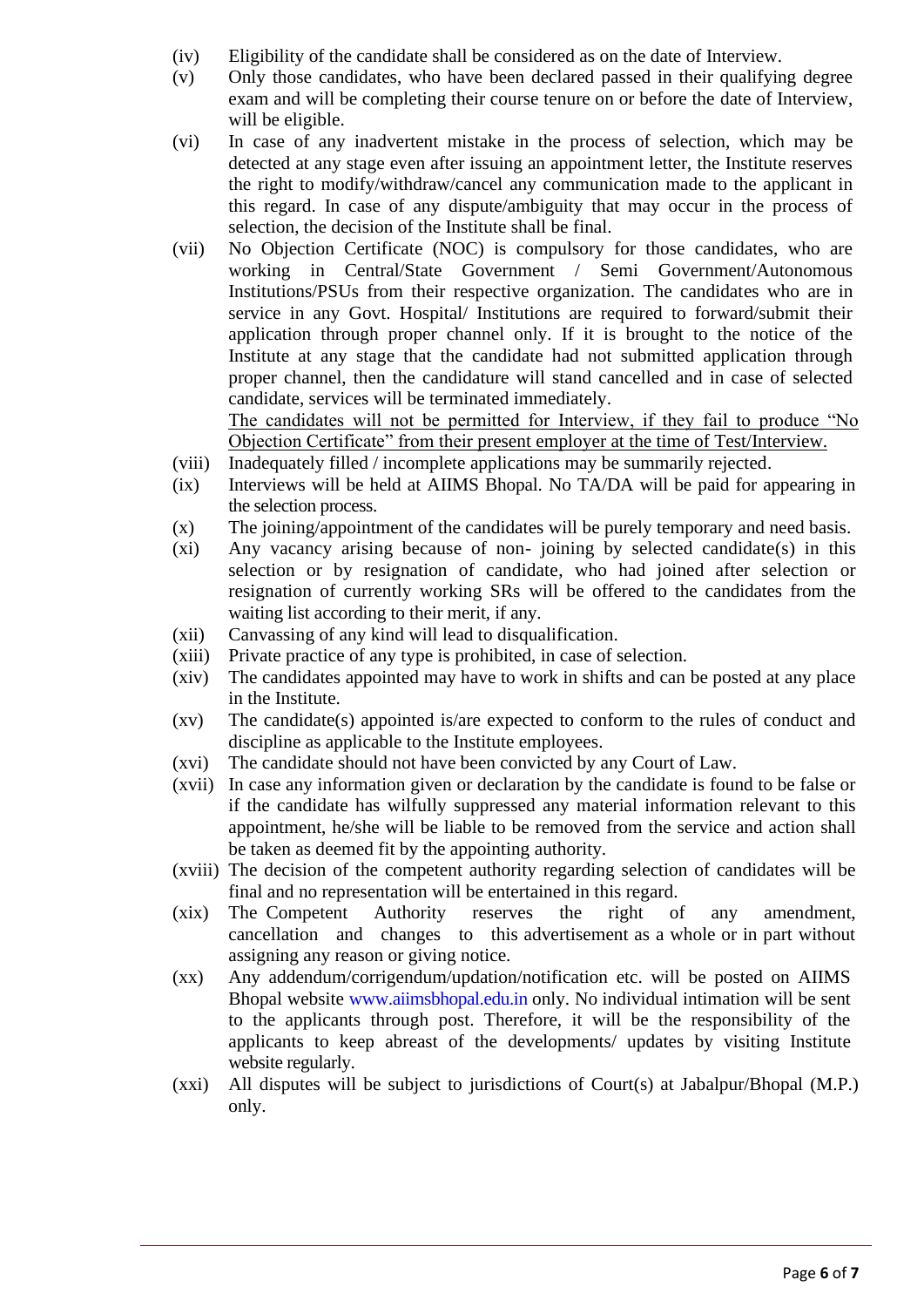(iv) Eligibility of the candidate shall be considered as on the date of Interview.

(v) Only those candidates, who have been declared passed in their qualifying degree exam and will be completing their course tenure on or before the date of Interview, will be eligible.

(vi) In case of any inadvertent mistake in the process of selection, which may be detected at any stage even after issuing an appointment letter, the Institute reserves the right to modify/withdraw/cancel any communication made to the applicant in this regard. In case of any dispute/ambiguity that may occur in the process of selection, the decision of the Institute shall be final.

(vii) No Objection Certificate (NOC) is compulsory for those candidates, who are working in Central/State Government / Semi Government/Autonomous Institutions/PSUs from their respective organization. The candidates who are in service in any Govt. Hospital/ Institutions are required to forward/submit their application through proper channel only. If it is brought to the notice of the Institute at any stage that the candidate had not submitted application through proper channel, then the candidature will stand cancelled and in case of selected candidate, services will be terminated immediately.
<u>The candidates will not be permitted for Interview, if they fail to produce "No Objection Certificate" from their present employer at the time of Test/Interview.</u>

(viii) Inadequately filled / incomplete applications may be summarily rejected.

(ix) Interviews will be held at AIIMS Bhopal. No TA/DA will be paid for appearing in the selection process.

(x) The joining/appointment of the candidates will be purely temporary and need basis.

(xi) Any vacancy arising because of non- joining by selected candidate(s) in this selection or by resignation of candidate, who had joined after selection or resignation of currently working SRs will be offered to the candidates from the waiting list according to their merit, if any.

(xii) Canvassing of any kind will lead to disqualification.

(xiii) Private practice of any type is prohibited, in case of selection.

(xiv) The candidates appointed may have to work in shifts and can be posted at any place in the Institute.

(xv) The candidate(s) appointed is/are expected to conform to the rules of conduct and discipline as applicable to the Institute employees.

(xvi) The candidate should not have been convicted by any Court of Law.

(xvii) In case any information given or declaration by the candidate is found to be false or if the candidate has wilfully suppressed any material information relevant to this appointment, he/she will be liable to be removed from the service and action shall be taken as deemed fit by the appointing authority.

(xviii) The decision of the competent authority regarding selection of candidates will be final and no representation will be entertained in this regard.

(xix) The Competent Authority reserves the right of any amendment, cancellation and changes to this advertisement as a whole or in part without assigning any reason or giving notice.

(xx) Any addendum/corrigendum/updation/notification etc. will be posted on AIIMS Bhopal website www.aiimsbhopal.edu.in only. No individual intimation will be sent to the applicants through post. Therefore, it will be the responsibility of the applicants to keep abreast of the developments/ updates by visiting Institute website regularly.

(xxi) All disputes will be subject to jurisdictions of Court(s) at Jabalpur/Bhopal (M.P.) only.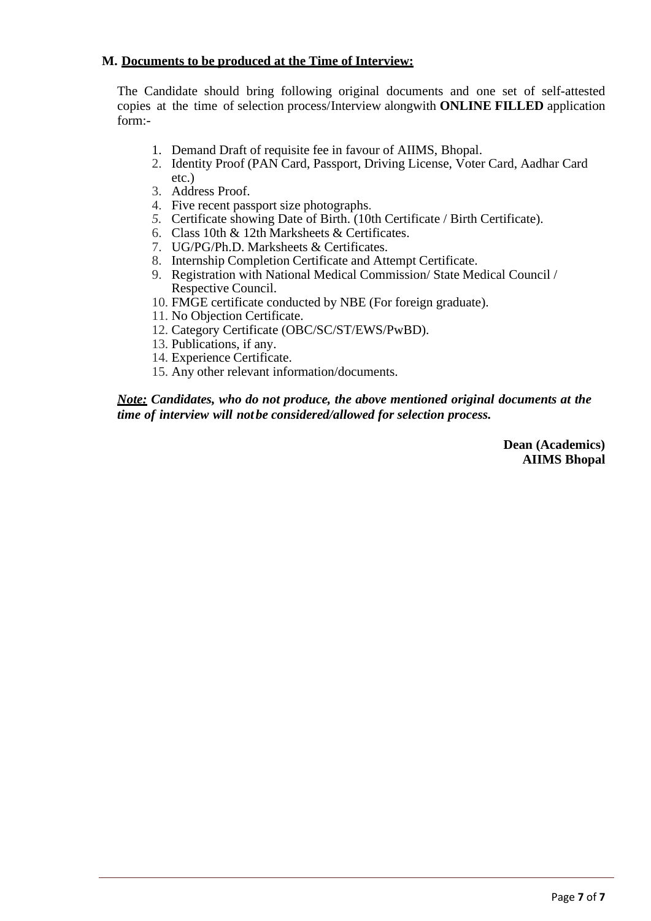## M. Documents to be produced at the Time of Interview:

The Candidate should bring following original documents and one set of self-attested copies at the time of selection process/Interview alongwith **ONLINE FILLED** application form:-

1. Demand Draft of requisite fee in favour of AIIMS, Bhopal.
2. Identity Proof (PAN Card, Passport, Driving License, Voter Card, Aadhar Card etc.)
3. Address Proof.
4. Five recent passport size photographs.
5. Certificate showing Date of Birth. (10th Certificate / Birth Certificate).
6. Class 10th & 12th Marksheets & Certificates.
7. UG/PG/Ph.D. Marksheets & Certificates.
8. Internship Completion Certificate and Attempt Certificate.
9. Registration with National Medical Commission/ State Medical Council / Respective Council.
10. FMGE certificate conducted by NBE (For foreign graduate).
11. No Objection Certificate.
12. Category Certificate (OBC/SC/ST/EWS/PwBD).
13. Publications, if any.
14. Experience Certificate.
15. Any other relevant information/documents.

***Note:* Candidates, who do not produce, the above mentioned original documents at the time of interview will not be considered/allowed for selection process.**

**Dean (Academics)**
**AIIMS Bhopal**